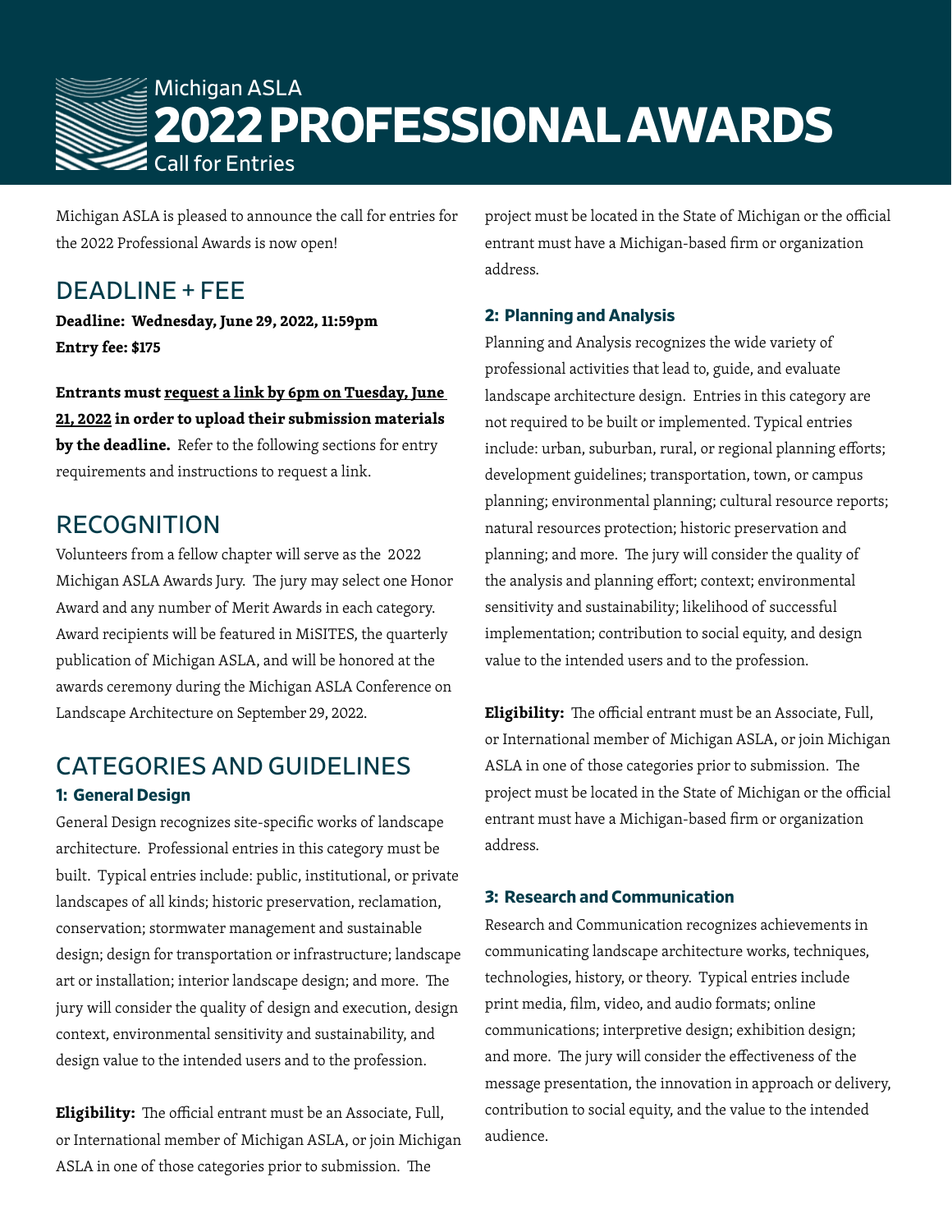Michigan ASLA

# 2022 PROFESSIONAL AWARDS

Call for Entries

Michigan ASLA is pleased to announce the call for entries for the 2022 Professional Awards is now open!

## DEADLINE + FEE

**Deadline: Wednesday, June 29, 2022, 11:59pm**
**Entry fee: $175**

**Entrants must request a link by 6pm on Tuesday, June 21, 2022 in order to upload their submission materials by the deadline.** Refer to the following sections for entry requirements and instructions to request a link.

## RECOGNITION

Volunteers from a fellow chapter will serve as the 2022 Michigan ASLA Awards Jury. The jury may select one Honor Award and any number of Merit Awards in each category. Award recipients will be featured in MiSITES, the quarterly publication of Michigan ASLA, and will be honored at the awards ceremony during the Michigan ASLA Conference on Landscape Architecture on September 29, 2022.

## CATEGORIES AND GUIDELINES

### 1: General Design

General Design recognizes site-specific works of landscape architecture. Professional entries in this category must be built. Typical entries include: public, institutional, or private landscapes of all kinds; historic preservation, reclamation, conservation; stormwater management and sustainable design; design for transportation or infrastructure; landscape art or installation; interior landscape design; and more. The jury will consider the quality of design and execution, design context, environmental sensitivity and sustainability, and design value to the intended users and to the profession.

**Eligibility:** The official entrant must be an Associate, Full, or International member of Michigan ASLA, or join Michigan ASLA in one of those categories prior to submission. The project must be located in the State of Michigan or the official entrant must have a Michigan-based firm or organization address.

### 2: Planning and Analysis

Planning and Analysis recognizes the wide variety of professional activities that lead to, guide, and evaluate landscape architecture design. Entries in this category are not required to be built or implemented. Typical entries include: urban, suburban, rural, or regional planning efforts; development guidelines; transportation, town, or campus planning; environmental planning; cultural resource reports; natural resources protection; historic preservation and planning; and more. The jury will consider the quality of the analysis and planning effort; context; environmental sensitivity and sustainability; likelihood of successful implementation; contribution to social equity, and design value to the intended users and to the profession.

**Eligibility:** The official entrant must be an Associate, Full, or International member of Michigan ASLA, or join Michigan ASLA in one of those categories prior to submission. The project must be located in the State of Michigan or the official entrant must have a Michigan-based firm or organization address.

### 3: Research and Communication

Research and Communication recognizes achievements in communicating landscape architecture works, techniques, technologies, history, or theory. Typical entries include print media, film, video, and audio formats; online communications; interpretive design; exhibition design; and more. The jury will consider the effectiveness of the message presentation, the innovation in approach or delivery, contribution to social equity, and the value to the intended audience.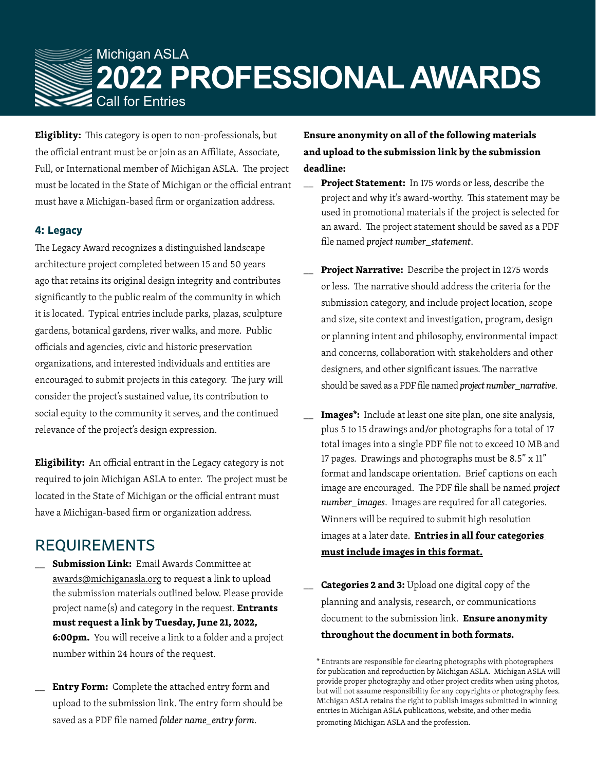Michigan ASLA

# 2022 PROFESSIONAL AWARDS

Call for Entries

**Eligiblity:** This category is open to non-professionals, but the official entrant must be or join as an Affiliate, Associate, Full, or International member of Michigan ASLA. The project must be located in the State of Michigan or the official entrant must have a Michigan-based firm or organization address.

### 4: Legacy

The Legacy Award recognizes a distinguished landscape architecture project completed between 15 and 50 years ago that retains its original design integrity and contributes significantly to the public realm of the community in which it is located. Typical entries include parks, plazas, sculpture gardens, botanical gardens, river walks, and more. Public officials and agencies, civic and historic preservation organizations, and interested individuals and entities are encouraged to submit projects in this category. The jury will consider the project's sustained value, its contribution to social equity to the community it serves, and the continued relevance of the project's design expression.

**Eligibility:** An official entrant in the Legacy category is not required to join Michigan ASLA to enter. The project must be located in the State of Michigan or the official entrant must have a Michigan-based firm or organization address.

## REQUIREMENTS

__ **Submission Link:** Email Awards Committee at awards@michiganasla.org to request a link to upload the submission materials outlined below. Please provide project name(s) and category in the request. **Entrants must request a link by Tuesday, June 21, 2022, 6:00pm.** You will receive a link to a folder and a project number within 24 hours of the request.

__ **Entry Form:** Complete the attached entry form and upload to the submission link. The entry form should be saved as a PDF file named *folder name_entry form*.

**Ensure anonymity on all of the following materials and upload to the submission link by the submission deadline:**

__ **Project Statement:** In 175 words or less, describe the project and why it's award-worthy. This statement may be used in promotional materials if the project is selected for an award. The project statement should be saved as a PDF file named *project number_statement*.

__ **Project Narrative:** Describe the project in 1275 words or less. The narrative should address the criteria for the submission category, and include project location, scope and size, site context and investigation, program, design or planning intent and philosophy, environmental impact and concerns, collaboration with stakeholders and other designers, and other significant issues. The narrative should be saved as a PDF file named *project number_narrative*.

__ **Images*:** Include at least one site plan, one site analysis, plus 5 to 15 drawings and/or photographs for a total of 17 total images into a single PDF file not to exceed 10 MB and 17 pages. Drawings and photographs must be 8.5" x 11" format and landscape orientation. Brief captions on each image are encouraged. The PDF file shall be named *project number_images*. Images are required for all categories. Winners will be required to submit high resolution images at a later date. **Entries in all four categories must include images in this format.**

__ **Categories 2 and 3:** Upload one digital copy of the planning and analysis, research, or communications document to the submission link. **Ensure anonymity throughout the document in both formats.**

* Entrants are responsible for clearing photographs with photographers for publication and reproduction by Michigan ASLA. Michigan ASLA will provide proper photography and other project credits when using photos, but will not assume responsibility for any copyrights or photography fees. Michigan ASLA retains the right to publish images submitted in winning entries in Michigan ASLA publications, website, and other media promoting Michigan ASLA and the profession.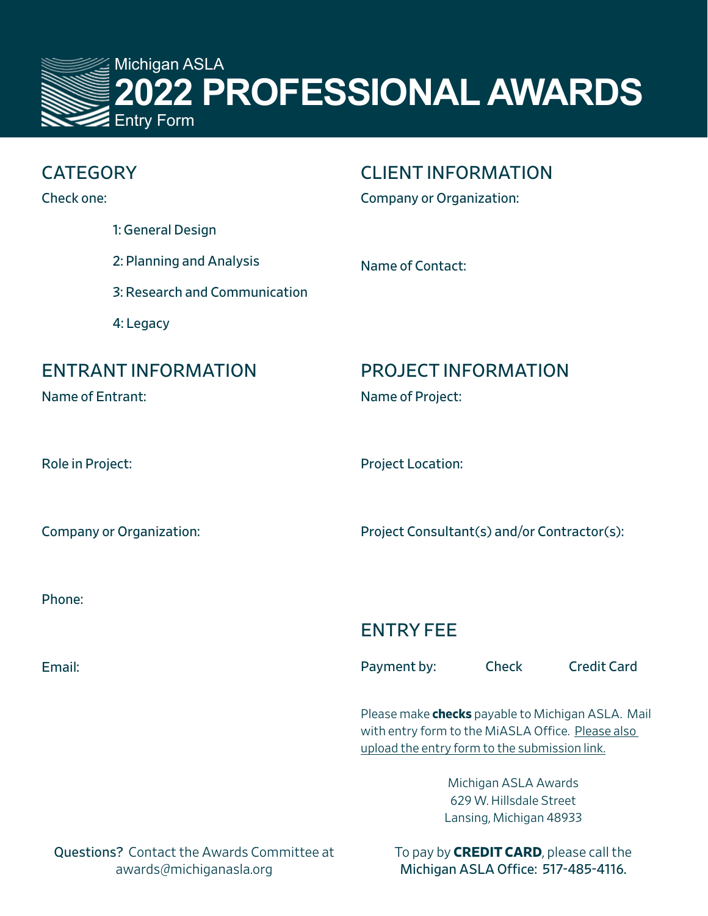Michigan ASLA

# 2022 PROFESSIONAL AWARDS

Entry Form

## CATEGORY

Check one:

1: General Design

2: Planning and Analysis

3: Research and Communication

4: Legacy

## ENTRANT INFORMATION

Name of Entrant:

Role in Project:

Company or Organization:

Phone:

Email:

## CLIENT INFORMATION

Company or Organization:

Name of Contact:

## PROJECT INFORMATION

Name of Project:

Project Location:

Project Consultant(s) and/or Contractor(s):

## ENTRY FEE

Payment by: Check Credit Card

Please make **checks** payable to Michigan ASLA. Mail with entry form to the MiASLA Office. Please also upload the entry form to the submission link.

Michigan ASLA Awards
629 W. Hillsdale Street
Lansing, Michigan 48933

To pay by **CREDIT CARD**, please call the Michigan ASLA Office: 517-485-4116.

Questions? Contact the Awards Committee at awards@michiganasla.org